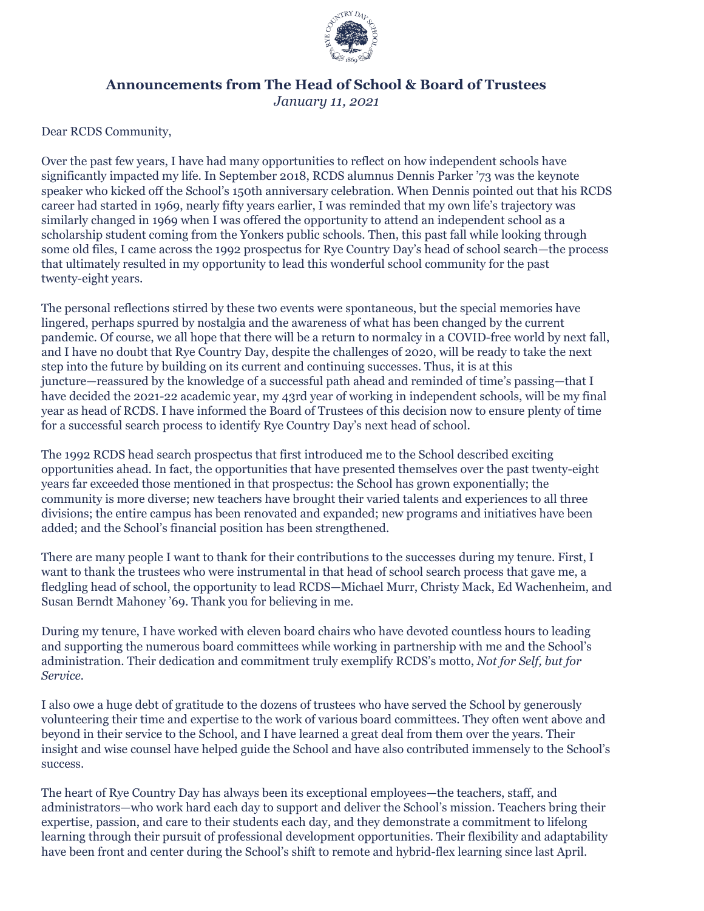## Announcements from The Head of School & Board of Trustees

*January 11, 2021*

Dear RCDS Community,

Over the past few years, I have had many opportunities to reflect on how independent schools have significantly impacted my life. In September 2018, RCDS alumnus Dennis Parker '73 was the keynote speaker who kicked off the School's 150th anniversary celebration. When Dennis pointed out that his RCDS career had started in 1969, nearly fifty years earlier, I was reminded that my own life's trajectory was similarly changed in 1969 when I was offered the opportunity to attend an independent school as a scholarship student coming from the Yonkers public schools. Then, this past fall while looking through some old files, I came across the 1992 prospectus for Rye Country Day's head of school search—the process that ultimately resulted in my opportunity to lead this wonderful school community for the past twenty-eight years.

The personal reflections stirred by these two events were spontaneous, but the special memories have lingered, perhaps spurred by nostalgia and the awareness of what has been changed by the current pandemic. Of course, we all hope that there will be a return to normalcy in a COVID-free world by next fall, and I have no doubt that Rye Country Day, despite the challenges of 2020, will be ready to take the next step into the future by building on its current and continuing successes. Thus, it is at this juncture—reassured by the knowledge of a successful path ahead and reminded of time's passing—that I have decided the 2021-22 academic year, my 43rd year of working in independent schools, will be my final year as head of RCDS. I have informed the Board of Trustees of this decision now to ensure plenty of time for a successful search process to identify Rye Country Day's next head of school.

The 1992 RCDS head search prospectus that first introduced me to the School described exciting opportunities ahead. In fact, the opportunities that have presented themselves over the past twenty-eight years far exceeded those mentioned in that prospectus: the School has grown exponentially; the community is more diverse; new teachers have brought their varied talents and experiences to all three divisions; the entire campus has been renovated and expanded; new programs and initiatives have been added; and the School's financial position has been strengthened.

There are many people I want to thank for their contributions to the successes during my tenure. First, I want to thank the trustees who were instrumental in that head of school search process that gave me, a fledgling head of school, the opportunity to lead RCDS—Michael Murr, Christy Mack, Ed Wachenheim, and Susan Berndt Mahoney '69. Thank you for believing in me.

During my tenure, I have worked with eleven board chairs who have devoted countless hours to leading and supporting the numerous board committees while working in partnership with me and the School's administration. Their dedication and commitment truly exemplify RCDS's motto, *Not for Self, but for Service.*

I also owe a huge debt of gratitude to the dozens of trustees who have served the School by generously volunteering their time and expertise to the work of various board committees. They often went above and beyond in their service to the School, and I have learned a great deal from them over the years. Their insight and wise counsel have helped guide the School and have also contributed immensely to the School's success.

The heart of Rye Country Day has always been its exceptional employees—the teachers, staff, and administrators—who work hard each day to support and deliver the School's mission. Teachers bring their expertise, passion, and care to their students each day, and they demonstrate a commitment to lifelong learning through their pursuit of professional development opportunities. Their flexibility and adaptability have been front and center during the School's shift to remote and hybrid-flex learning since last April.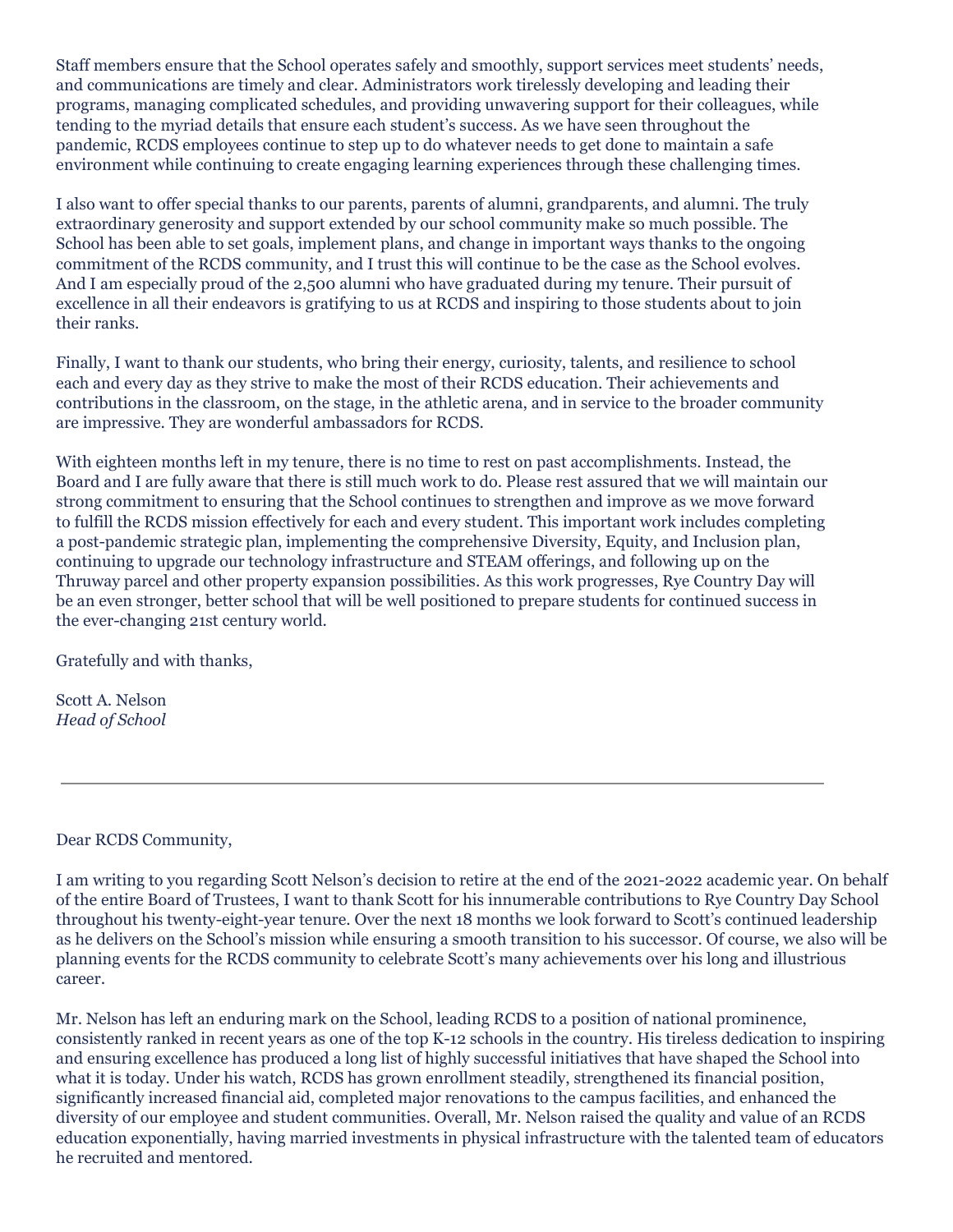Staff members ensure that the School operates safely and smoothly, support services meet students' needs, and communications are timely and clear. Administrators work tirelessly developing and leading their programs, managing complicated schedules, and providing unwavering support for their colleagues, while tending to the myriad details that ensure each student's success. As we have seen throughout the pandemic, RCDS employees continue to step up to do whatever needs to get done to maintain a safe environment while continuing to create engaging learning experiences through these challenging times.

I also want to offer special thanks to our parents, parents of alumni, grandparents, and alumni. The truly extraordinary generosity and support extended by our school community make so much possible. The School has been able to set goals, implement plans, and change in important ways thanks to the ongoing commitment of the RCDS community, and I trust this will continue to be the case as the School evolves. And I am especially proud of the 2,500 alumni who have graduated during my tenure. Their pursuit of excellence in all their endeavors is gratifying to us at RCDS and inspiring to those students about to join their ranks.

Finally, I want to thank our students, who bring their energy, curiosity, talents, and resilience to school each and every day as they strive to make the most of their RCDS education. Their achievements and contributions in the classroom, on the stage, in the athletic arena, and in service to the broader community are impressive. They are wonderful ambassadors for RCDS.

With eighteen months left in my tenure, there is no time to rest on past accomplishments. Instead, the Board and I are fully aware that there is still much work to do. Please rest assured that we will maintain our strong commitment to ensuring that the School continues to strengthen and improve as we move forward to fulfill the RCDS mission effectively for each and every student. This important work includes completing a post-pandemic strategic plan, implementing the comprehensive Diversity, Equity, and Inclusion plan, continuing to upgrade our technology infrastructure and STEAM offerings, and following up on the Thruway parcel and other property expansion possibilities. As this work progresses, Rye Country Day will be an even stronger, better school that will be well positioned to prepare students for continued success in the ever-changing 21st century world.

Gratefully and with thanks,

Scott A. Nelson
*Head of School*

---

Dear RCDS Community,

I am writing to you regarding Scott Nelson's decision to retire at the end of the 2021-2022 academic year. On behalf of the entire Board of Trustees, I want to thank Scott for his innumerable contributions to Rye Country Day School throughout his twenty-eight-year tenure. Over the next 18 months we look forward to Scott's continued leadership as he delivers on the School's mission while ensuring a smooth transition to his successor. Of course, we also will be planning events for the RCDS community to celebrate Scott's many achievements over his long and illustrious career.

Mr. Nelson has left an enduring mark on the School, leading RCDS to a position of national prominence, consistently ranked in recent years as one of the top K-12 schools in the country. His tireless dedication to inspiring and ensuring excellence has produced a long list of highly successful initiatives that have shaped the School into what it is today. Under his watch, RCDS has grown enrollment steadily, strengthened its financial position, significantly increased financial aid, completed major renovations to the campus facilities, and enhanced the diversity of our employee and student communities. Overall, Mr. Nelson raised the quality and value of an RCDS education exponentially, having married investments in physical infrastructure with the talented team of educators he recruited and mentored.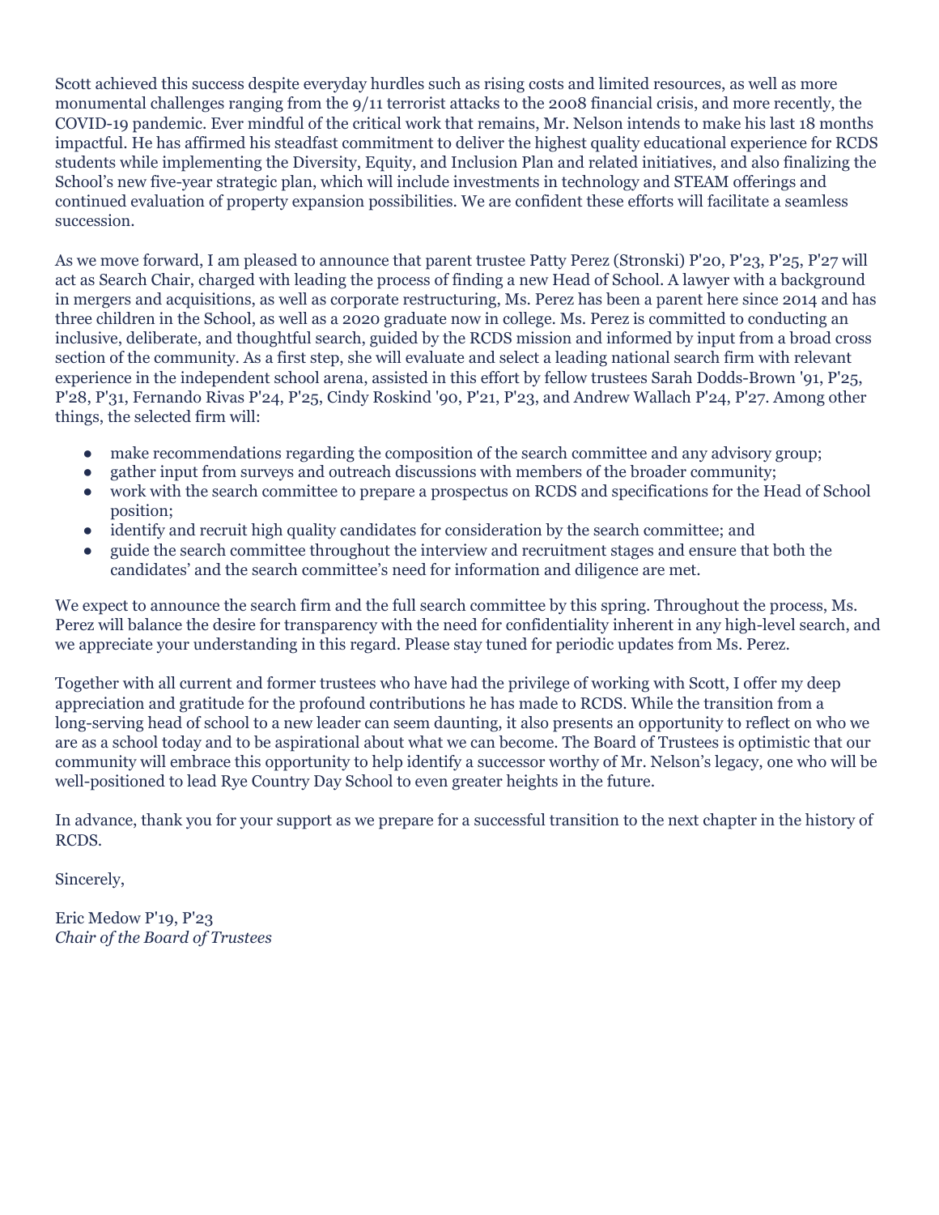Scott achieved this success despite everyday hurdles such as rising costs and limited resources, as well as more monumental challenges ranging from the 9/11 terrorist attacks to the 2008 financial crisis, and more recently, the COVID-19 pandemic. Ever mindful of the critical work that remains, Mr. Nelson intends to make his last 18 months impactful. He has affirmed his steadfast commitment to deliver the highest quality educational experience for RCDS students while implementing the Diversity, Equity, and Inclusion Plan and related initiatives, and also finalizing the School's new five-year strategic plan, which will include investments in technology and STEAM offerings and continued evaluation of property expansion possibilities. We are confident these efforts will facilitate a seamless succession.

As we move forward, I am pleased to announce that parent trustee Patty Perez (Stronski) P'20, P'23, P'25, P'27 will act as Search Chair, charged with leading the process of finding a new Head of School. A lawyer with a background in mergers and acquisitions, as well as corporate restructuring, Ms. Perez has been a parent here since 2014 and has three children in the School, as well as a 2020 graduate now in college. Ms. Perez is committed to conducting an inclusive, deliberate, and thoughtful search, guided by the RCDS mission and informed by input from a broad cross section of the community. As a first step, she will evaluate and select a leading national search firm with relevant experience in the independent school arena, assisted in this effort by fellow trustees Sarah Dodds-Brown '91, P'25, P'28, P'31, Fernando Rivas P'24, P'25, Cindy Roskind '90, P'21, P'23, and Andrew Wallach P'24, P'27. Among other things, the selected firm will:

- make recommendations regarding the composition of the search committee and any advisory group;
- gather input from surveys and outreach discussions with members of the broader community;
- work with the search committee to prepare a prospectus on RCDS and specifications for the Head of School position;
- identify and recruit high quality candidates for consideration by the search committee; and
- guide the search committee throughout the interview and recruitment stages and ensure that both the candidates' and the search committee's need for information and diligence are met.

We expect to announce the search firm and the full search committee by this spring. Throughout the process, Ms. Perez will balance the desire for transparency with the need for confidentiality inherent in any high-level search, and we appreciate your understanding in this regard. Please stay tuned for periodic updates from Ms. Perez.

Together with all current and former trustees who have had the privilege of working with Scott, I offer my deep appreciation and gratitude for the profound contributions he has made to RCDS. While the transition from a long-serving head of school to a new leader can seem daunting, it also presents an opportunity to reflect on who we are as a school today and to be aspirational about what we can become. The Board of Trustees is optimistic that our community will embrace this opportunity to help identify a successor worthy of Mr. Nelson's legacy, one who will be well-positioned to lead Rye Country Day School to even greater heights in the future.

In advance, thank you for your support as we prepare for a successful transition to the next chapter in the history of RCDS.

Sincerely,

Eric Medow P'19, P'23
*Chair of the Board of Trustees*